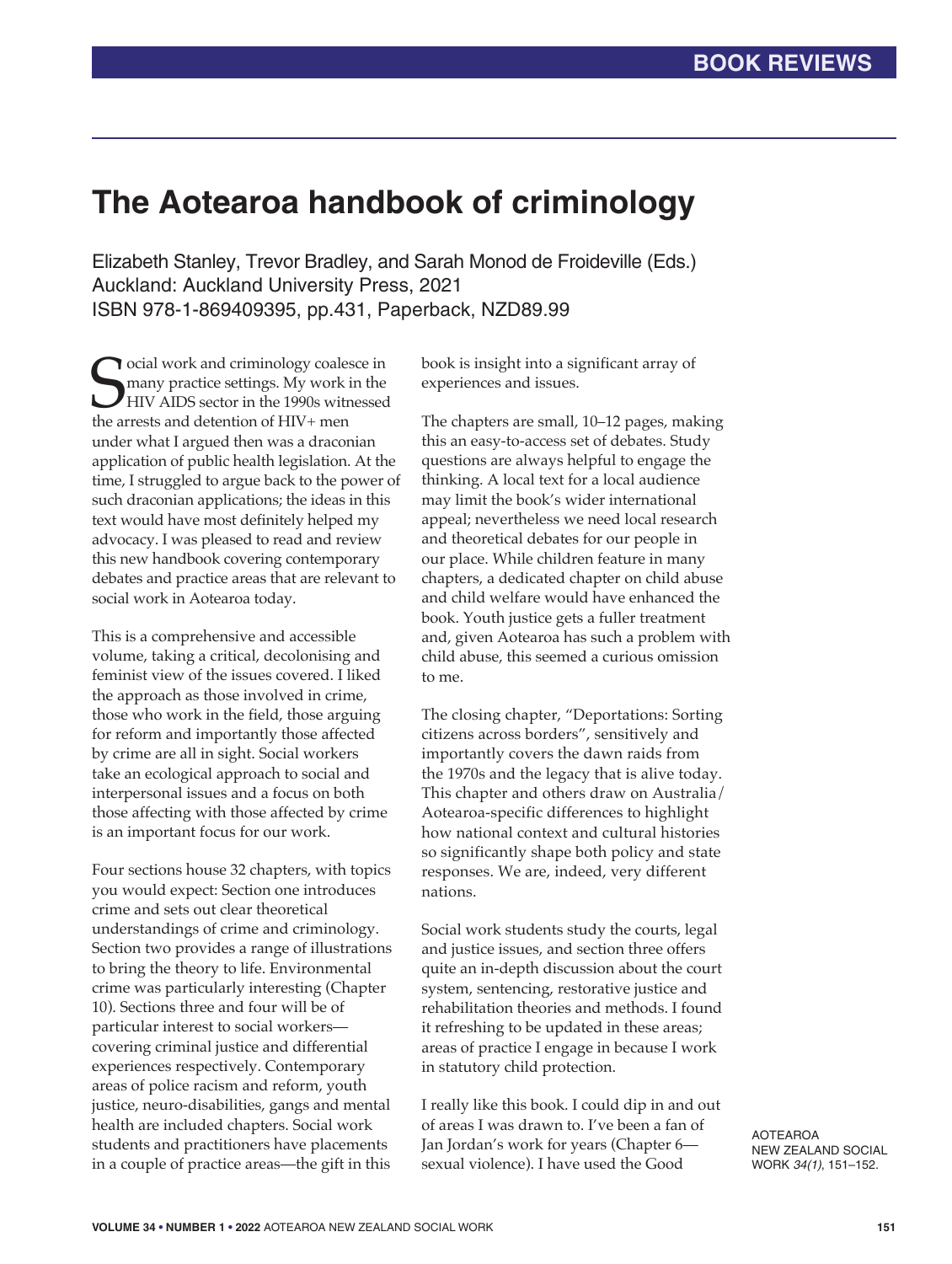# The Aotearoa handbook of criminology

Elizabeth Stanley, Trevor Bradley, and Sarah Monod de Froideville (Eds.)
Auckland: Auckland University Press, 2021
ISBN 978-1-869409395, pp.431, Paperback, NZD89.99

Social work and criminology coalesce in many practice settings. My work in the HIV AIDS sector in the 1990s witnessed the arrests and detention of HIV+ men under what I argued then was a draconian application of public health legislation. At the time, I struggled to argue back to the power of such draconian applications; the ideas in this text would have most definitely helped my advocacy. I was pleased to read and review this new handbook covering contemporary debates and practice areas that are relevant to social work in Aotearoa today.

This is a comprehensive and accessible volume, taking a critical, decolonising and feminist view of the issues covered. I liked the approach as those involved in crime, those who work in the field, those arguing for reform and importantly those affected by crime are all in sight. Social workers take an ecological approach to social and interpersonal issues and a focus on both those affecting with those affected by crime is an important focus for our work.

Four sections house 32 chapters, with topics you would expect: Section one introduces crime and sets out clear theoretical understandings of crime and criminology. Section two provides a range of illustrations to bring the theory to life. Environmental crime was particularly interesting (Chapter 10). Sections three and four will be of particular interest to social workers—covering criminal justice and differential experiences respectively. Contemporary areas of police racism and reform, youth justice, neuro-disabilities, gangs and mental health are included chapters. Social work students and practitioners have placements in a couple of practice areas—the gift in this book is insight into a significant array of experiences and issues.

The chapters are small, 10–12 pages, making this an easy-to-access set of debates. Study questions are always helpful to engage the thinking. A local text for a local audience may limit the book's wider international appeal; nevertheless we need local research and theoretical debates for our people in our place. While children feature in many chapters, a dedicated chapter on child abuse and child welfare would have enhanced the book. Youth justice gets a fuller treatment and, given Aotearoa has such a problem with child abuse, this seemed a curious omission to me.

The closing chapter, "Deportations: Sorting citizens across borders", sensitively and importantly covers the dawn raids from the 1970s and the legacy that is alive today. This chapter and others draw on Australia/Aotearoa-specific differences to highlight how national context and cultural histories so significantly shape both policy and state responses. We are, indeed, very different nations.

Social work students study the courts, legal and justice issues, and section three offers quite an in-depth discussion about the court system, sentencing, restorative justice and rehabilitation theories and methods. I found it refreshing to be updated in these areas; areas of practice I engage in because I work in statutory child protection.

I really like this book. I could dip in and out of areas I was drawn to. I've been a fan of Jan Jordan's work for years (Chapter 6—sexual violence). I have used the Good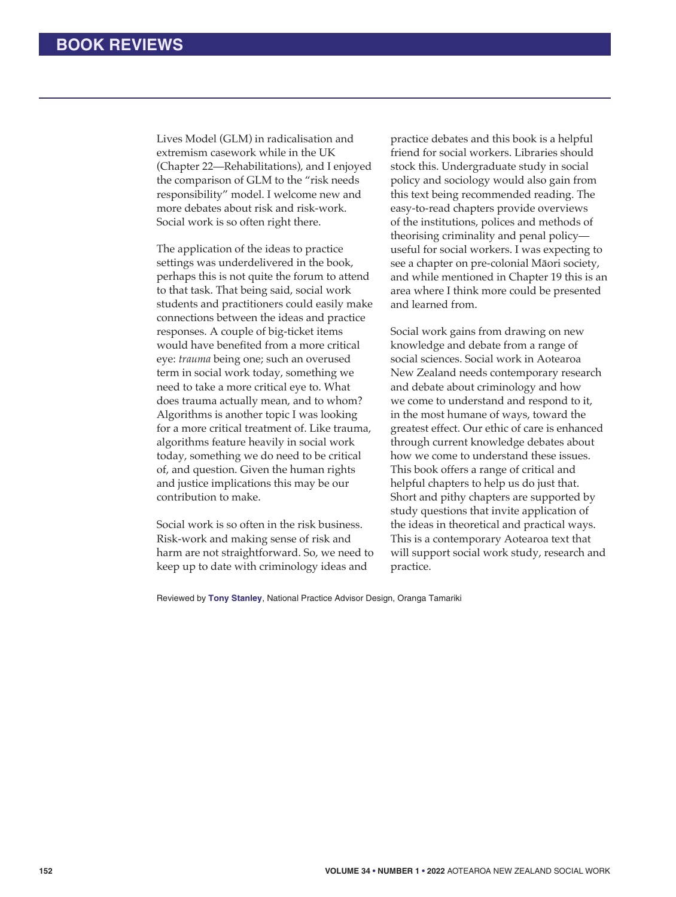Lives Model (GLM) in radicalisation and extremism casework while in the UK (Chapter 22—Rehabilitations), and I enjoyed the comparison of GLM to the "risk needs responsibility" model. I welcome new and more debates about risk and risk-work. Social work is so often right there.

The application of the ideas to practice settings was underdelivered in the book, perhaps this is not quite the forum to attend to that task. That being said, social work students and practitioners could easily make connections between the ideas and practice responses. A couple of big-ticket items would have benefited from a more critical eye: *trauma* being one; such an overused term in social work today, something we need to take a more critical eye to. What does trauma actually mean, and to whom? Algorithms is another topic I was looking for a more critical treatment of. Like trauma, algorithms feature heavily in social work today, something we do need to be critical of, and question. Given the human rights and justice implications this may be our contribution to make.

Social work is so often in the risk business. Risk-work and making sense of risk and harm are not straightforward. So, we need to keep up to date with criminology ideas and practice debates and this book is a helpful friend for social workers. Libraries should stock this. Undergraduate study in social policy and sociology would also gain from this text being recommended reading. The easy-to-read chapters provide overviews of the institutions, polices and methods of theorising criminality and penal policy—useful for social workers. I was expecting to see a chapter on pre-colonial Māori society, and while mentioned in Chapter 19 this is an area where I think more could be presented and learned from.

Social work gains from drawing on new knowledge and debate from a range of social sciences. Social work in Aotearoa New Zealand needs contemporary research and debate about criminology and how we come to understand and respond to it, in the most humane of ways, toward the greatest effect. Our ethic of care is enhanced through current knowledge debates about how we come to understand these issues. This book offers a range of critical and helpful chapters to help us do just that. Short and pithy chapters are supported by study questions that invite application of the ideas in theoretical and practical ways. This is a contemporary Aotearoa text that will support social work study, research and practice.

Reviewed by **Tony Stanley**, National Practice Advisor Design, Oranga Tamariki